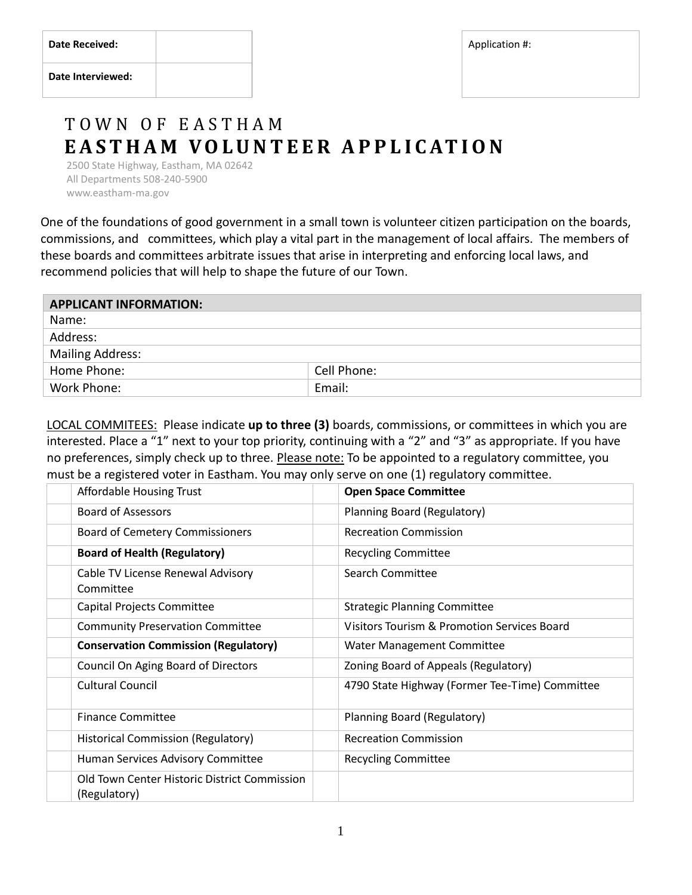| Date Received: | |
|---|---|
| Date Interviewed: | |

| Application #: |
|---|
| |

# TOWN OF EASTHAM
# EASTHAM VOLUNTEER APPLICATION

2500 State Highway, Eastham, MA 02642
All Departments 508-240-5900
www.eastham-ma.gov

One of the foundations of good government in a small town is volunteer citizen participation on the boards, commissions, and committees, which play a vital part in the management of local affairs. The members of these boards and committees arbitrate issues that arise in interpreting and enforcing local laws, and recommend policies that will help to shape the future of our Town.

| **APPLICANT INFORMATION:** | |
|---|---|
| Name: | |
| Address: | |
| Mailing Address: | |
| Home Phone: | Cell Phone: |
| Work Phone: | Email: |

LOCAL COMMITEES: Please indicate **up to three (3)** boards, commissions, or committees in which you are interested. Place a "1" next to your top priority, continuing with a "2" and "3" as appropriate. If you have no preferences, simply check up to three. Please note: To be appointed to a regulatory committee, you must be a registered voter in Eastham. You may only serve on one (1) regulatory committee.

| | | | |
|---|---|---|---|
| | Affordable Housing Trust | | **Open Space Committee** |
| | Board of Assessors | | Planning Board (Regulatory) |
| | Board of Cemetery Commissioners | | Recreation Commission |
| | **Board of Health (Regulatory)** | | Recycling Committee |
| | Cable TV License Renewal Advisory Committee | | Search Committee |
| | Capital Projects Committee | | Strategic Planning Committee |
| | Community Preservation Committee | | Visitors Tourism & Promotion Services Board |
| | **Conservation Commission (Regulatory)** | | Water Management Committee |
| | Council On Aging Board of Directors | | Zoning Board of Appeals (Regulatory) |
| | Cultural Council | | 4790 State Highway (Former Tee-Time) Committee |
| | Finance Committee | | Planning Board (Regulatory) |
| | Historical Commission (Regulatory) | | Recreation Commission |
| | Human Services Advisory Committee | | Recycling Committee |
| | Old Town Center Historic District Commission (Regulatory) | | |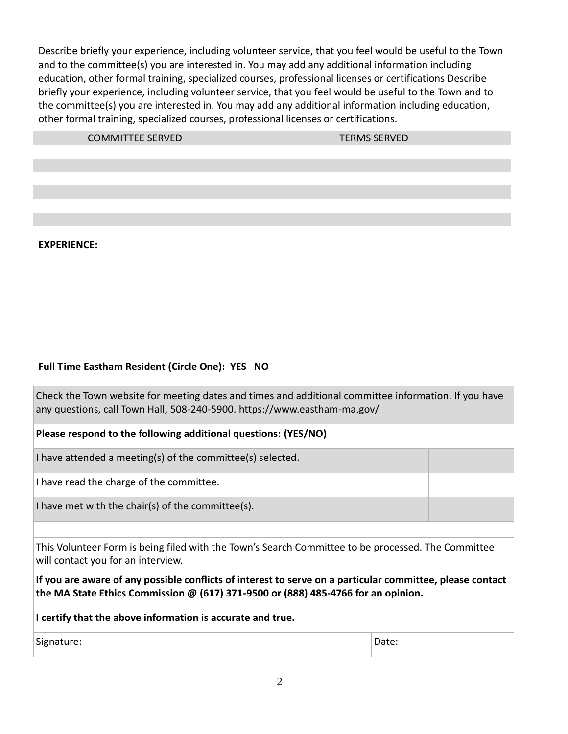Describe briefly your experience, including volunteer service, that you feel would be useful to the Town and to the committee(s) you are interested in. You may add any additional information including education, other formal training, specialized courses, professional licenses or certifications Describe briefly your experience, including volunteer service, that you feel would be useful to the Town and to the committee(s) you are interested in. You may add any additional information including education, other formal training, specialized courses, professional licenses or certifications.

| COMMITTEE SERVED | TERMS SERVED |
|---|---|
| | |
| | |
| | |
| | |
| | |
| | |

**EXPERIENCE:**

**Full Time Eastham Resident (Circle One): YES NO**

| | |
|---|---|
| Check the Town website for meeting dates and times and additional committee information. If you have any questions, call Town Hall, 508-240-5900. https://www.eastham-ma.gov/ | |
| **Please respond to the following additional questions: (YES/NO)** | |
| I have attended a meeting(s) of the committee(s) selected. | |
| I have read the charge of the committee. | |
| I have met with the chair(s) of the committee(s). | |
| | |
| This Volunteer Form is being filed with the Town's Search Committee to be processed. The Committee will contact you for an interview. **If you are aware of any possible conflicts of interest to serve on a particular committee, please contact the MA State Ethics Commission @ (617) 371-9500 or (888) 485-4766 for an opinion.** | |
| **I certify that the above information is accurate and true.** | |
| Signature: | Date: |